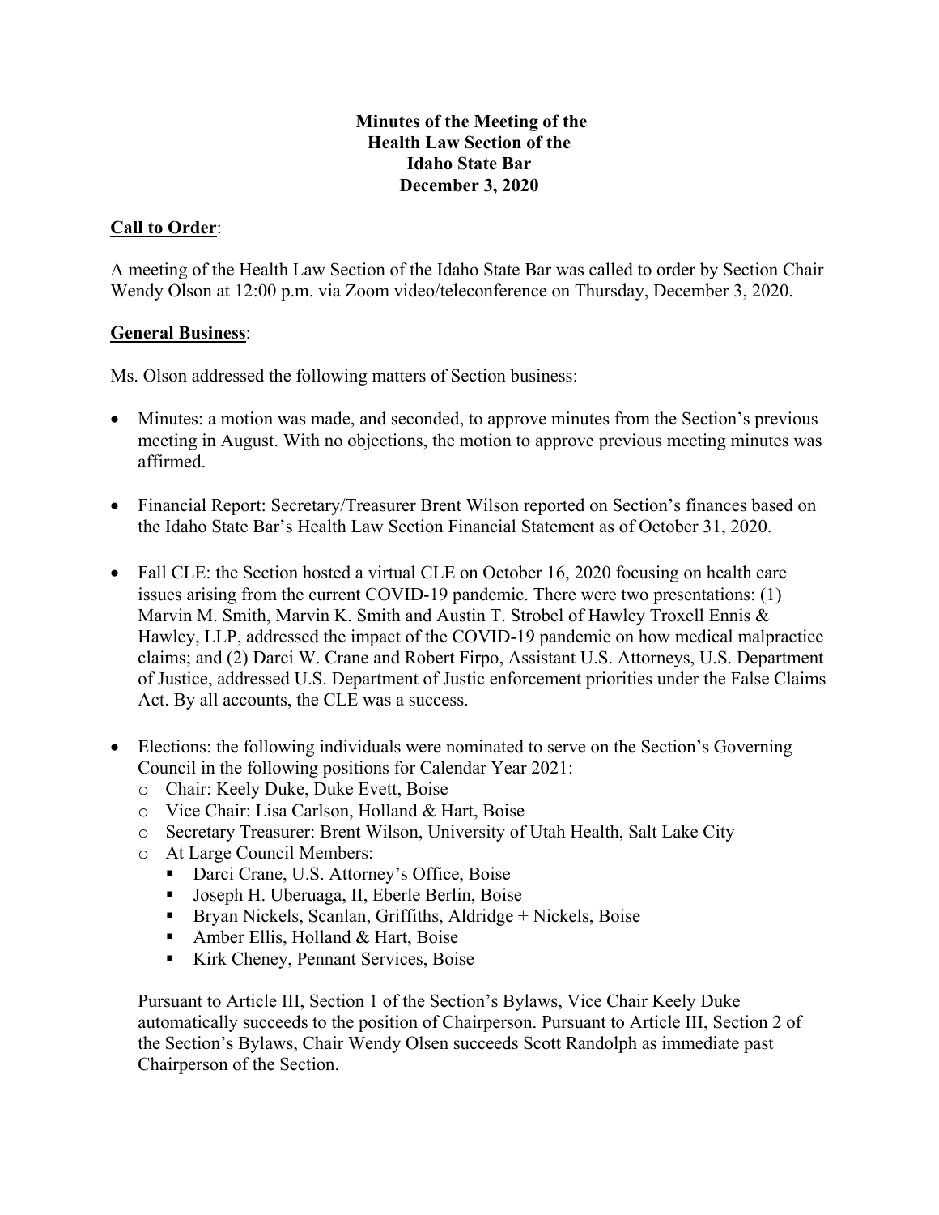**Minutes of the Meeting of the
Health Law Section of the
Idaho State Bar
December 3, 2020**

**Call to Order**:

A meeting of the Health Law Section of the Idaho State Bar was called to order by Section Chair Wendy Olson at 12:00 p.m. via Zoom video/teleconference on Thursday, December 3, 2020.

**General Business**:

Ms. Olson addressed the following matters of Section business:

- Minutes: a motion was made, and seconded, to approve minutes from the Section's previous meeting in August. With no objections, the motion to approve previous meeting minutes was affirmed.

- Financial Report: Secretary/Treasurer Brent Wilson reported on Section's finances based on the Idaho State Bar's Health Law Section Financial Statement as of October 31, 2020.

- Fall CLE: the Section hosted a virtual CLE on October 16, 2020 focusing on health care issues arising from the current COVID-19 pandemic. There were two presentations: (1) Marvin M. Smith, Marvin K. Smith and Austin T. Strobel of Hawley Troxell Ennis & Hawley, LLP, addressed the impact of the COVID-19 pandemic on how medical malpractice claims; and (2) Darci W. Crane and Robert Firpo, Assistant U.S. Attorneys, U.S. Department of Justice, addressed U.S. Department of Justic enforcement priorities under the False Claims Act. By all accounts, the CLE was a success.

- Elections: the following individuals were nominated to serve on the Section's Governing Council in the following positions for Calendar Year 2021:
  - Chair: Keely Duke, Duke Evett, Boise
  - Vice Chair: Lisa Carlson, Holland & Hart, Boise
  - Secretary Treasurer: Brent Wilson, University of Utah Health, Salt Lake City
  - At Large Council Members:
    - Darci Crane, U.S. Attorney's Office, Boise
    - Joseph H. Uberuaga, II, Eberle Berlin, Boise
    - Bryan Nickels, Scanlan, Griffiths, Aldridge + Nickels, Boise
    - Amber Ellis, Holland & Hart, Boise
    - Kirk Cheney, Pennant Services, Boise

  Pursuant to Article III, Section 1 of the Section's Bylaws, Vice Chair Keely Duke automatically succeeds to the position of Chairperson. Pursuant to Article III, Section 2 of the Section's Bylaws, Chair Wendy Olsen succeeds Scott Randolph as immediate past Chairperson of the Section.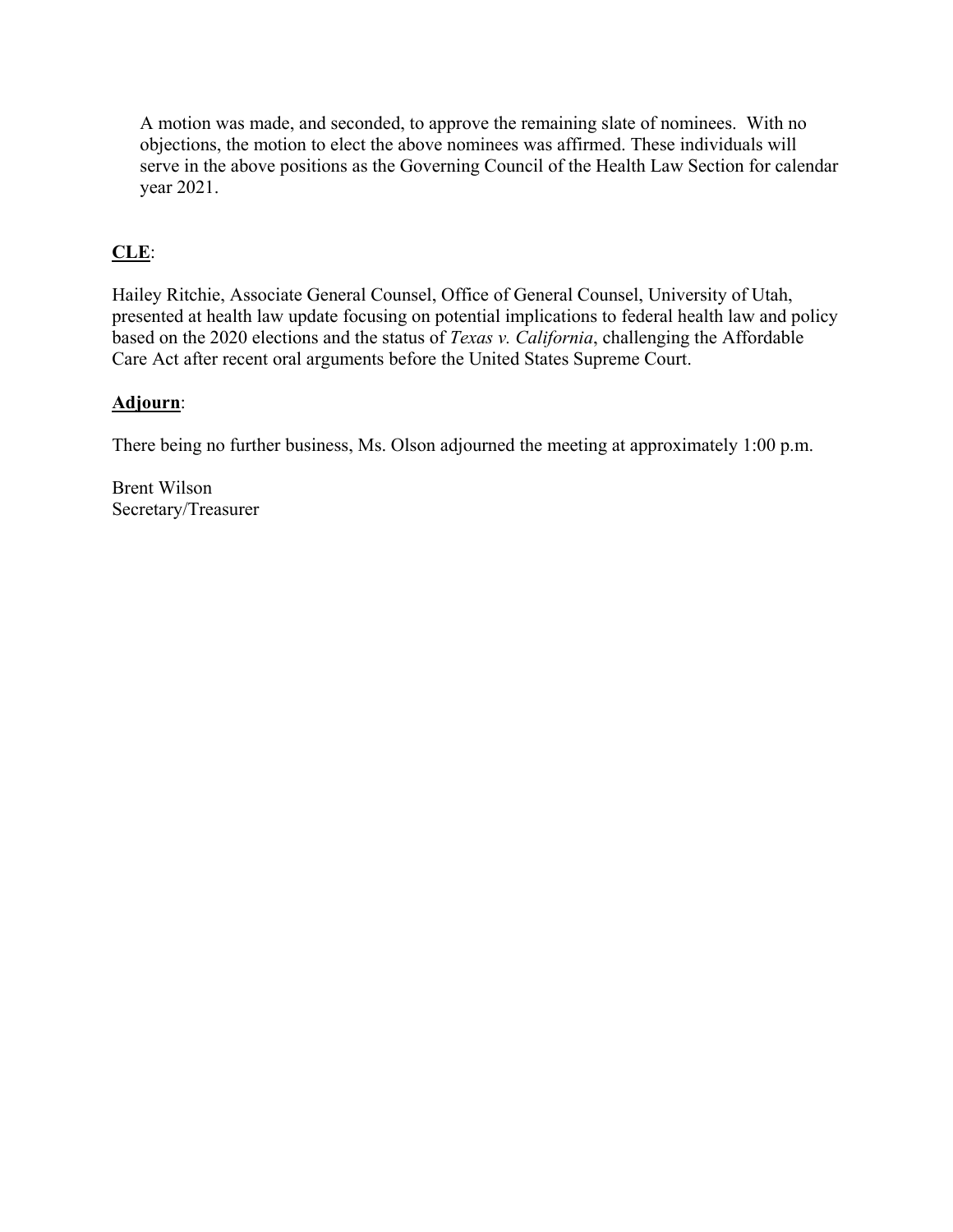A motion was made, and seconded, to approve the remaining slate of nominees. With no objections, the motion to elect the above nominees was affirmed. These individuals will serve in the above positions as the Governing Council of the Health Law Section for calendar year 2021.

**CLE**:

Hailey Ritchie, Associate General Counsel, Office of General Counsel, University of Utah, presented at health law update focusing on potential implications to federal health law and policy based on the 2020 elections and the status of *Texas v. California*, challenging the Affordable Care Act after recent oral arguments before the United States Supreme Court.

**Adjourn**:

There being no further business, Ms. Olson adjourned the meeting at approximately 1:00 p.m.

Brent Wilson
Secretary/Treasurer